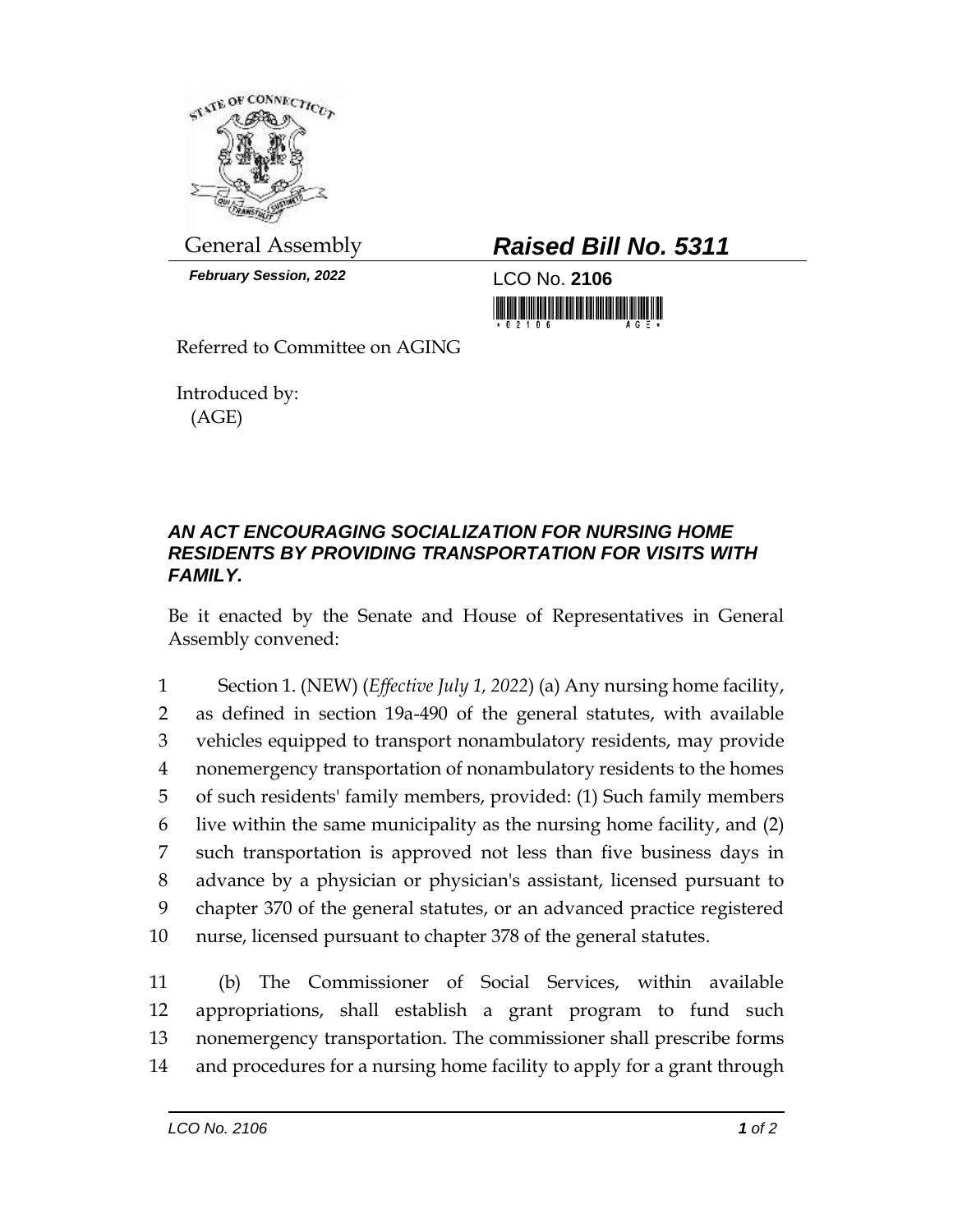General Assembly

***February Session, 2022***

# ***Raised Bill No. 5311***

LCO No. **2106**

Referred to Committee on AGING

Introduced by:
(AGE)

## ***AN ACT ENCOURAGING SOCIALIZATION FOR NURSING HOME RESIDENTS BY PROVIDING TRANSPORTATION FOR VISITS WITH FAMILY.***

Be it enacted by the Senate and House of Representatives in General Assembly convened:

1 Section 1. (NEW) (*Effective July 1, 2022*) (a) Any nursing home facility,
2 as defined in section 19a-490 of the general statutes, with available
3 vehicles equipped to transport nonambulatory residents, may provide
4 nonemergency transportation of nonambulatory residents to the homes
5 of such residents' family members, provided: (1) Such family members
6 live within the same municipality as the nursing home facility, and (2)
7 such transportation is approved not less than five business days in
8 advance by a physician or physician's assistant, licensed pursuant to
9 chapter 370 of the general statutes, or an advanced practice registered
10 nurse, licensed pursuant to chapter 378 of the general statutes.

11 (b) The Commissioner of Social Services, within available
12 appropriations, shall establish a grant program to fund such
13 nonemergency transportation. The commissioner shall prescribe forms
14 and procedures for a nursing home facility to apply for a grant through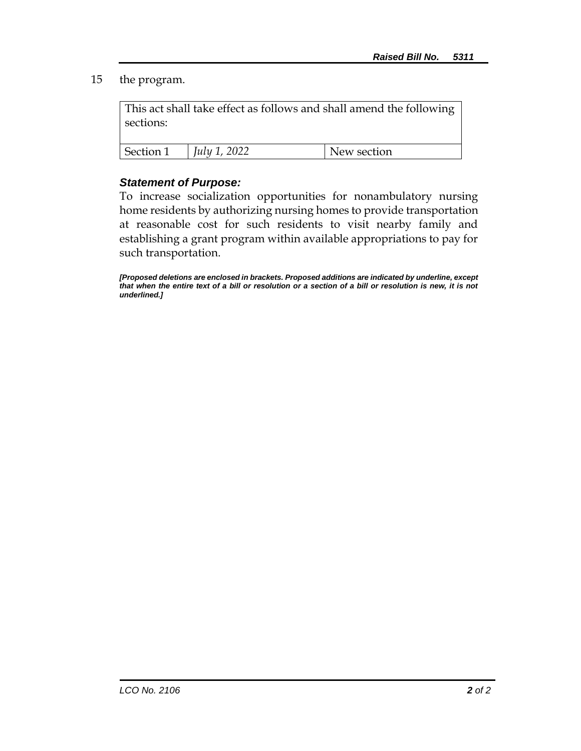15 the program.

| This act shall take effect as follows and shall amend the following sections: | | |
|---|---|---|
| Section 1 | *July 1, 2022* | New section |

### *Statement of Purpose:*

To increase socialization opportunities for nonambulatory nursing home residents by authorizing nursing homes to provide transportation at reasonable cost for such residents to visit nearby family and establishing a grant program within available appropriations to pay for such transportation.

***[Proposed deletions are enclosed in brackets. Proposed additions are indicated by underline, except that when the entire text of a bill or resolution or a section of a bill or resolution is new, it is not underlined.]***